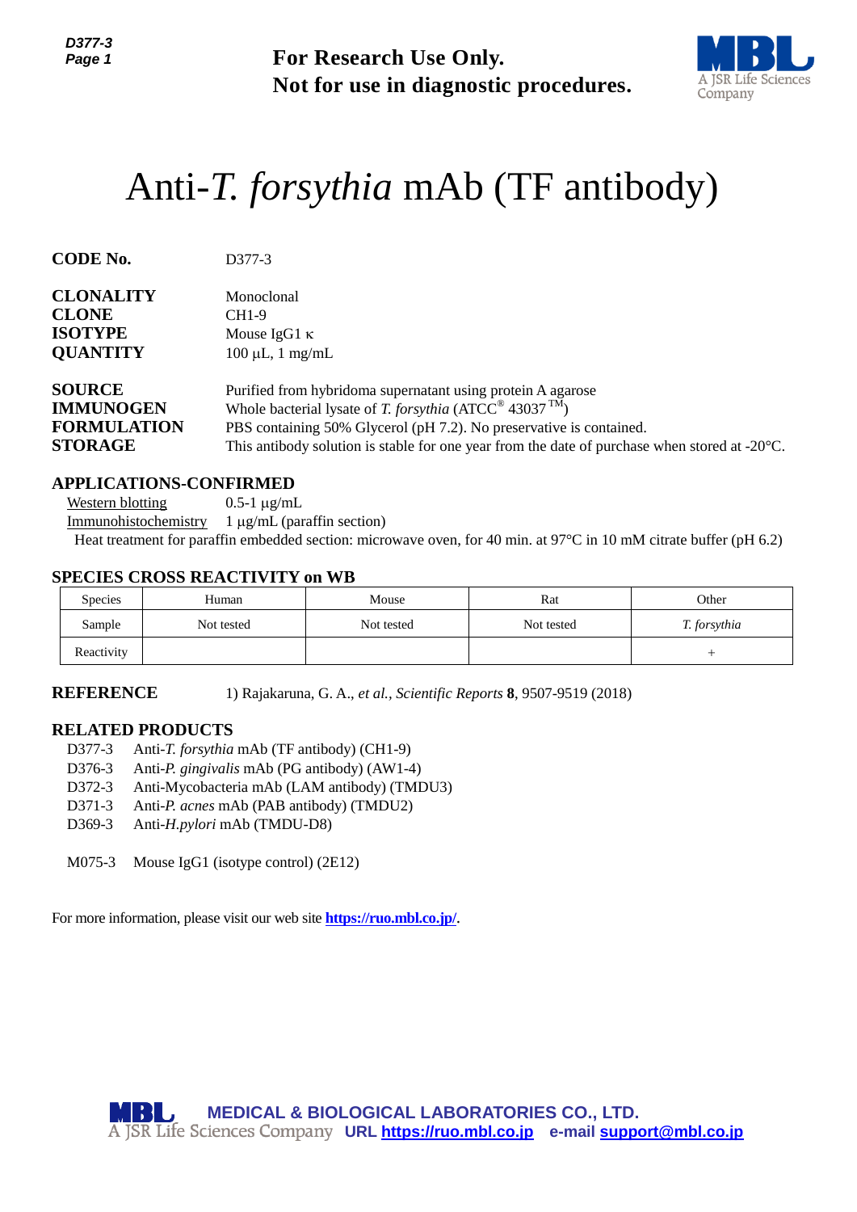For Research Use Only.
Not for use in diagnostic procedures.

# Anti-*T. forsythia* mAb (TF antibody)

**CODE No.** D377-3

**CLONALITY** Monoclonal
**CLONE** CH1-9
**ISOTYPE** Mouse IgG1 κ
**QUANTITY** 100 µL, 1 mg/mL

**SOURCE** Purified from hybridoma supernatant using protein A agarose
**IMMUNOGEN** Whole bacterial lysate of *T. forsythia* (ATCC® 43037™)
**FORMULATION** PBS containing 50% Glycerol (pH 7.2). No preservative is contained.
**STORAGE** This antibody solution is stable for one year from the date of purchase when stored at -20°C.

## APPLICATIONS-CONFIRMED

Western blotting 0.5-1 µg/mL
Immunohistochemistry 1 µg/mL (paraffin section)
Heat treatment for paraffin embedded section: microwave oven, for 40 min. at 97°C in 10 mM citrate buffer (pH 6.2)

## SPECIES CROSS REACTIVITY on WB

| Species | Human | Mouse | Rat | Other |
|---|---|---|---|---|
| Sample | Not tested | Not tested | Not tested | *T. forsythia* |
| Reactivity | | | | + |

**REFERENCE** 1) Rajakaruna, G. A., *et al., Scientific Reports* **8**, 9507-9519 (2018)

## RELATED PRODUCTS

D377-3 Anti-*T. forsythia* mAb (TF antibody) (CH1-9)
D376-3 Anti-*P. gingivalis* mAb (PG antibody) (AW1-4)
D372-3 Anti-Mycobacteria mAb (LAM antibody) (TMDU3)
D371-3 Anti-*P. acnes* mAb (PAB antibody) (TMDU2)
D369-3 Anti-*H.pylori* mAb (TMDU-D8)

M075-3 Mouse IgG1 (isotype control) (2E12)

For more information, please visit our web site **https://ruo.mbl.co.jp/**.

MEDICAL & BIOLOGICAL LABORATORIES CO., LTD.
URL https://ruo.mbl.co.jp e-mail support@mbl.co.jp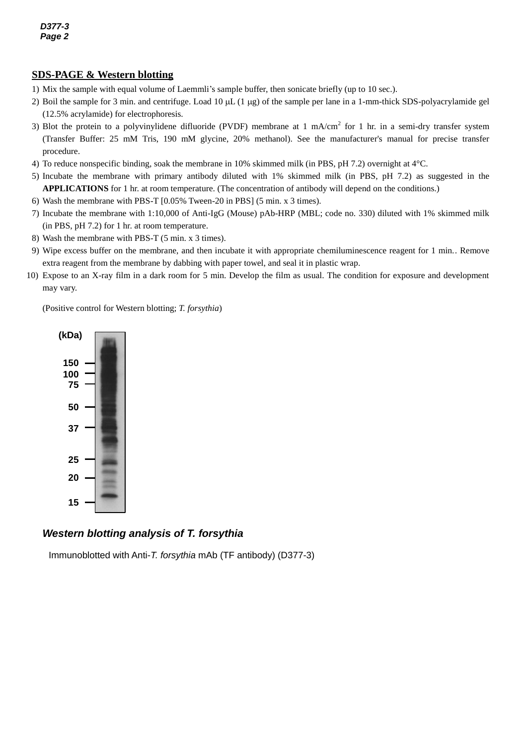## SDS-PAGE & Western blotting

1) Mix the sample with equal volume of Laemmli's sample buffer, then sonicate briefly (up to 10 sec.).
2) Boil the sample for 3 min. and centrifuge. Load 10 μL (1 μg) of the sample per lane in a 1-mm-thick SDS-polyacrylamide gel (12.5% acrylamide) for electrophoresis.
3) Blot the protein to a polyvinylidene difluoride (PVDF) membrane at 1 $mA/cm^2$ for 1 hr. in a semi-dry transfer system (Transfer Buffer: 25 mM Tris, 190 mM glycine, 20% methanol). See the manufacturer's manual for precise transfer procedure.
4) To reduce nonspecific binding, soak the membrane in 10% skimmed milk (in PBS, pH 7.2) overnight at 4°C.
5) Incubate the membrane with primary antibody diluted with 1% skimmed milk (in PBS, pH 7.2) as suggested in the **APPLICATIONS** for 1 hr. at room temperature. (The concentration of antibody will depend on the conditions.)
6) Wash the membrane with PBS-T [0.05% Tween-20 in PBS] (5 min. x 3 times).
7) Incubate the membrane with 1:10,000 of Anti-IgG (Mouse) pAb-HRP (MBL; code no. 330) diluted with 1% skimmed milk (in PBS, pH 7.2) for 1 hr. at room temperature.
8) Wash the membrane with PBS-T (5 min. x 3 times).
9) Wipe excess buffer on the membrane, and then incubate it with appropriate chemiluminescence reagent for 1 min.. Remove extra reagent from the membrane by dabbing with paper towel, and seal it in plastic wrap.
10) Expose to an X-ray film in a dark room for 5 min. Develop the film as usual. The condition for exposure and development may vary.

(Positive control for Western blotting; *T. forsythia*)

(kDa) 150, 100, 75, 50, 37, 25, 20, 15

***Western blotting analysis of T. forsythia***

Immunoblotted with Anti-*T. forsythia* mAb (TF antibody) (D377-3)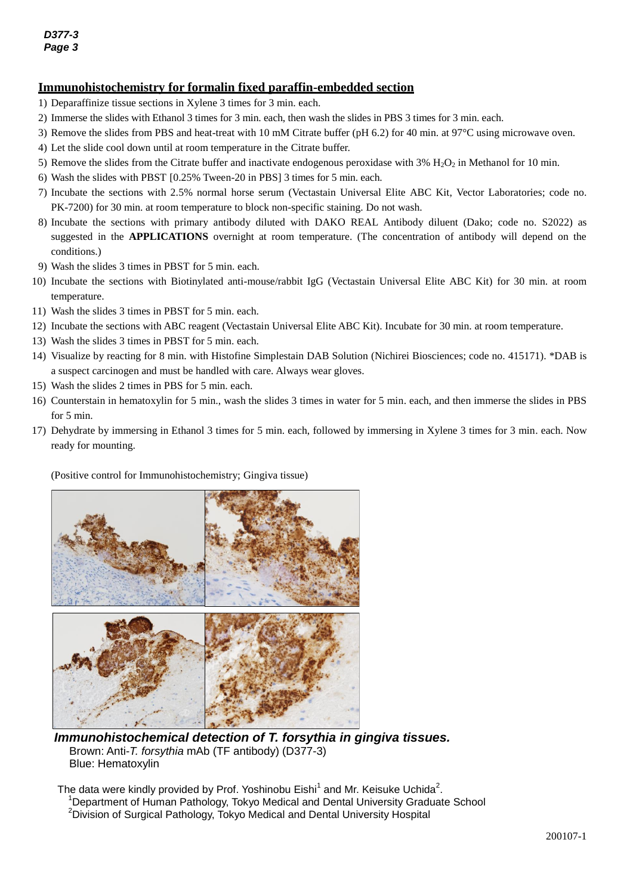## Immunohistochemistry for formalin fixed paraffin-embedded section

1) Deparaffinize tissue sections in Xylene 3 times for 3 min. each.
2) Immerse the slides with Ethanol 3 times for 3 min. each, then wash the slides in PBS 3 times for 3 min. each.
3) Remove the slides from PBS and heat-treat with 10 mM Citrate buffer (pH 6.2) for 40 min. at 97°C using microwave oven.
4) Let the slide cool down until at room temperature in the Citrate buffer.
5) Remove the slides from the Citrate buffer and inactivate endogenous peroxidase with 3% $H_2O_2$ in Methanol for 10 min.
6) Wash the slides with PBST [0.25% Tween-20 in PBS] 3 times for 5 min. each.
7) Incubate the sections with 2.5% normal horse serum (Vectastain Universal Elite ABC Kit, Vector Laboratories; code no. PK-7200) for 30 min. at room temperature to block non-specific staining. Do not wash.
8) Incubate the sections with primary antibody diluted with DAKO REAL Antibody diluent (Dako; code no. S2022) as suggested in the **APPLICATIONS** overnight at room temperature. (The concentration of antibody will depend on the conditions.)
9) Wash the slides 3 times in PBST for 5 min. each.
10) Incubate the sections with Biotinylated anti-mouse/rabbit IgG (Vectastain Universal Elite ABC Kit) for 30 min. at room temperature.
11) Wash the slides 3 times in PBST for 5 min. each.
12) Incubate the sections with ABC reagent (Vectastain Universal Elite ABC Kit). Incubate for 30 min. at room temperature.
13) Wash the slides 3 times in PBST for 5 min. each.
14) Visualize by reacting for 8 min. with Histofine Simplestain DAB Solution (Nichirei Biosciences; code no. 415171). *DAB is a suspect carcinogen and must be handled with care. Always wear gloves.
15) Wash the slides 2 times in PBS for 5 min. each.
16) Counterstain in hematoxylin for 5 min., wash the slides 3 times in water for 5 min. each, and then immerse the slides in PBS for 5 min.
17) Dehydrate by immersing in Ethanol 3 times for 5 min. each, followed by immersing in Xylene 3 times for 3 min. each. Now ready for mounting.

(Positive control for Immunohistochemistry; Gingiva tissue)

***Immunohistochemical detection of T. forsythia in gingiva tissues.***

Brown: Anti-*T. forsythia* mAb (TF antibody) (D377-3)

Blue: Hematoxylin

The data were kindly provided by Prof. Yoshinobu Eishi[1] and Mr. Keisuke Uchida[2].

[1]Department of Human Pathology, Tokyo Medical and Dental University Graduate School

[2]Division of Surgical Pathology, Tokyo Medical and Dental University Hospital

200107-1